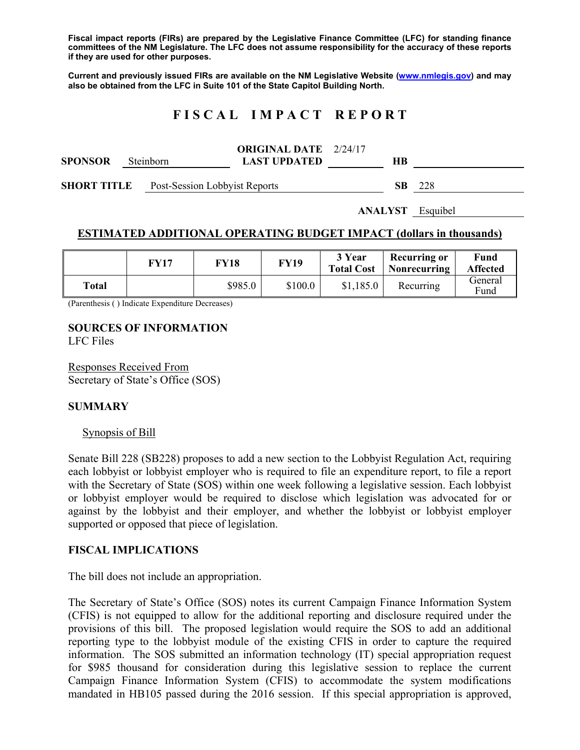**Fiscal impact reports (FIRs) are prepared by the Legislative Finance Committee (LFC) for standing finance committees of the NM Legislature. The LFC does not assume responsibility for the accuracy of these reports if they are used for other purposes.**

**Current and previously issued FIRs are available on the NM Legislative Website (www.nmlegis.gov) and may also be obtained from the LFC in Suite 101 of the State Capitol Building North.**

# F I S C A L I M P A C T R E P O R T

**SPONSOR** Steinborn **ORIGINAL DATE** 2/24/17 **LAST UPDATED** **HB**

**SHORT TITLE** Post-Session Lobbyist Reports **SB** 228

**ANALYST** Esquibel

## ESTIMATED ADDITIONAL OPERATING BUDGET IMPACT (dollars in thousands)

| | FY17 | FY18 | FY19 | 3 Year Total Cost | Recurring or Nonrecurring | Fund Affected |
|---|---|---|---|---|---|---|
| **Total** | | $985.0 | $100.0 | $1,185.0 | Recurring | General Fund |

(Parenthesis ( ) Indicate Expenditure Decreases)

**SOURCES OF INFORMATION**
LFC Files

Responses Received From
Secretary of State's Office (SOS)

**SUMMARY**

Synopsis of Bill

Senate Bill 228 (SB228) proposes to add a new section to the Lobbyist Regulation Act, requiring each lobbyist or lobbyist employer who is required to file an expenditure report, to file a report with the Secretary of State (SOS) within one week following a legislative session. Each lobbyist or lobbyist employer would be required to disclose which legislation was advocated for or against by the lobbyist and their employer, and whether the lobbyist or lobbyist employer supported or opposed that piece of legislation.

**FISCAL IMPLICATIONS**

The bill does not include an appropriation.

The Secretary of State's Office (SOS) notes its current Campaign Finance Information System (CFIS) is not equipped to allow for the additional reporting and disclosure required under the provisions of this bill. The proposed legislation would require the SOS to add an additional reporting type to the lobbyist module of the existing CFIS in order to capture the required information. The SOS submitted an information technology (IT) special appropriation request for $985 thousand for consideration during this legislative session to replace the current Campaign Finance Information System (CFIS) to accommodate the system modifications mandated in HB105 passed during the 2016 session. If this special appropriation is approved,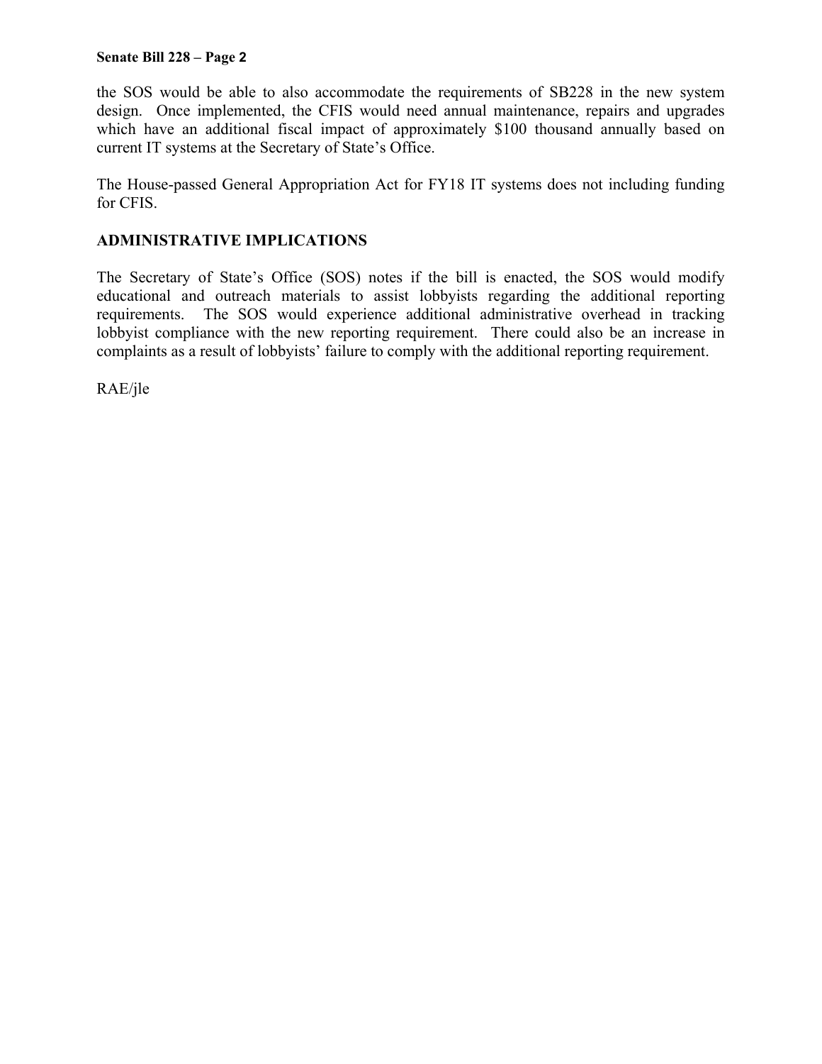the SOS would be able to also accommodate the requirements of SB228 in the new system design. Once implemented, the CFIS would need annual maintenance, repairs and upgrades which have an additional fiscal impact of approximately $100 thousand annually based on current IT systems at the Secretary of State's Office.

The House-passed General Appropriation Act for FY18 IT systems does not including funding for CFIS.

## ADMINISTRATIVE IMPLICATIONS

The Secretary of State's Office (SOS) notes if the bill is enacted, the SOS would modify educational and outreach materials to assist lobbyists regarding the additional reporting requirements. The SOS would experience additional administrative overhead in tracking lobbyist compliance with the new reporting requirement. There could also be an increase in complaints as a result of lobbyists' failure to comply with the additional reporting requirement.

RAE/jle